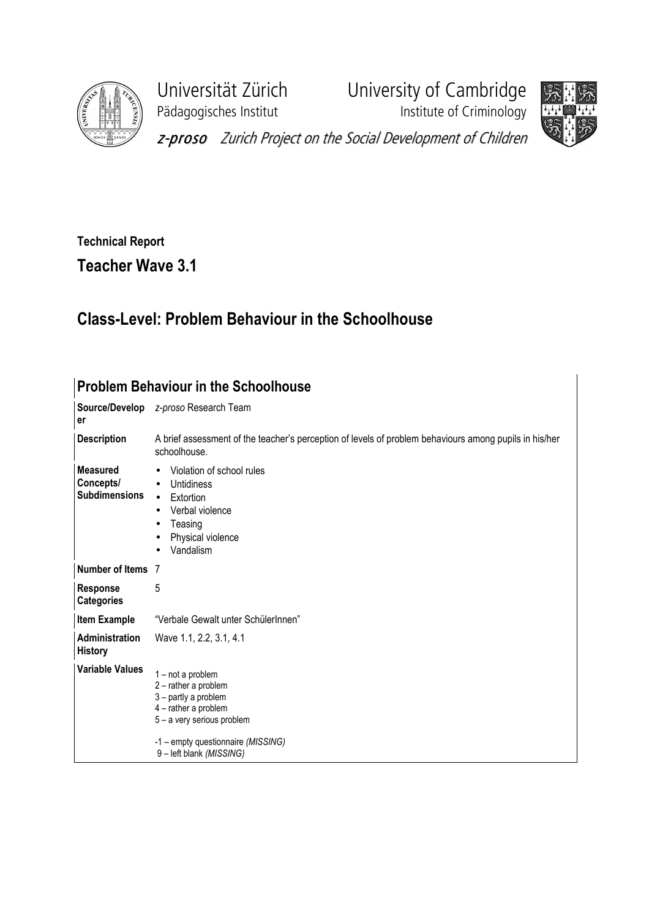Universität Zürich
Pädagogisches Institut

University of Cambridge
Institute of Criminology

*z-proso* Zurich Project on the Social Development of Children

**Technical Report**

## Teacher Wave 3.1

## Class-Level: Problem Behaviour in the Schoolhouse

### Problem Behaviour in the Schoolhouse

| | |
|---|---|
| **Source/Developer** | *z-proso* Research Team |
| **Description** | A brief assessment of the teacher's perception of levels of problem behaviours among pupils in his/her schoolhouse. |
| **Measured Concepts/ Subdimensions** | • Violation of school rules<br>• Untidiness<br>• Extortion<br>• Verbal violence<br>• Teasing<br>• Physical violence<br>• Vandalism |
| **Number of Items** | 7 |
| **Response Categories** | 5 |
| **Item Example** | "Verbale Gewalt unter SchülerInnen" |
| **Administration History** | Wave 1.1, 2.2, 3.1, 4.1 |
| **Variable Values** | 1 – not a problem<br>2 – rather a problem<br>3 – partly a problem<br>4 – rather a problem<br>5 – a very serious problem<br><br>-1 – empty questionnaire *(MISSING)*<br>9 – left blank *(MISSING)* |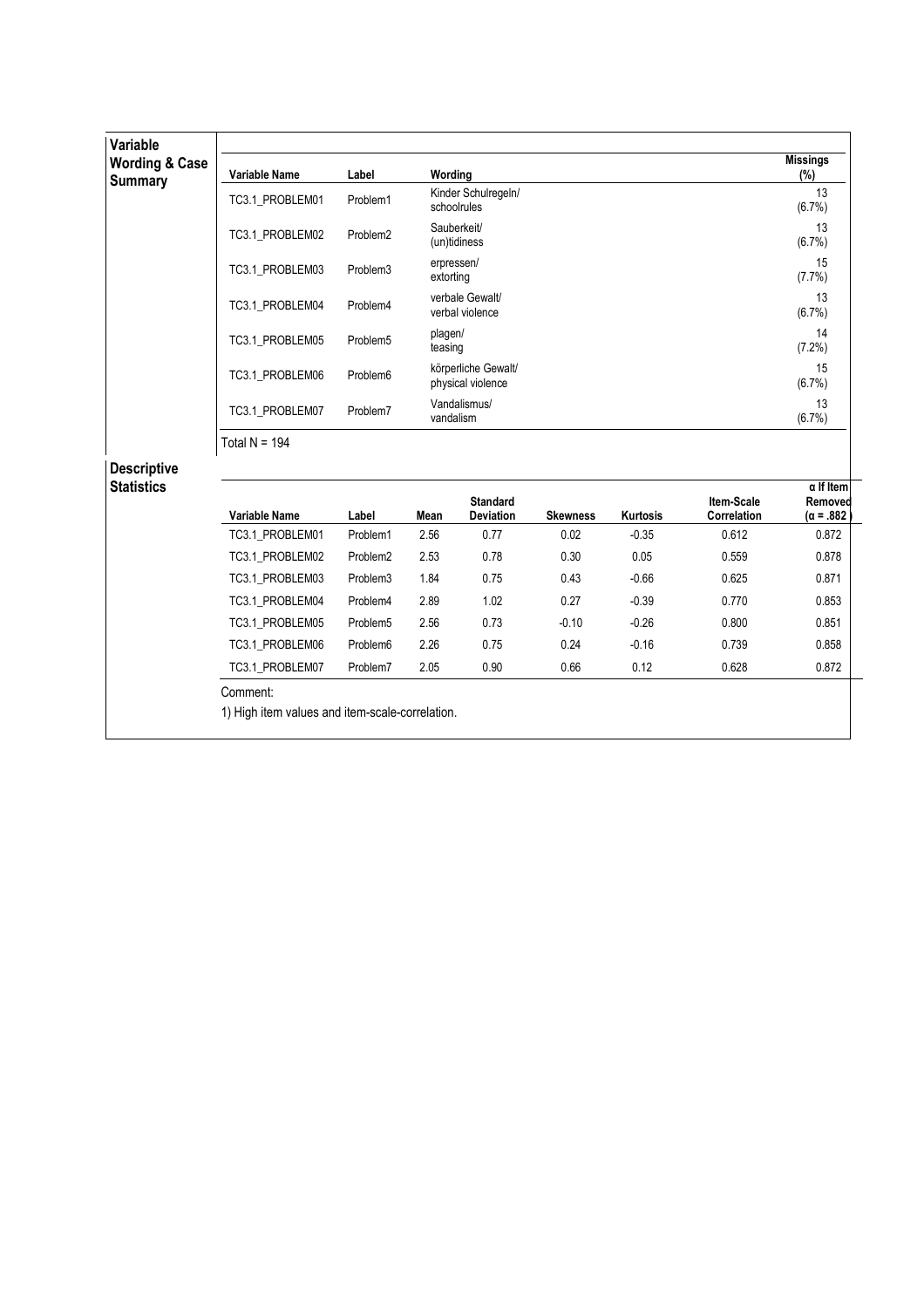## Variable Wording & Case Summary

| Variable Name | Label | Wording | Missings (%) |
|---|---|---|---|
| TC3.1_PROBLEM01 | Problem1 | Kinder Schulregeln/ schoolrules | 13 (6.7%) |
| TC3.1_PROBLEM02 | Problem2 | Sauberkeit/ (un)tidiness | 13 (6.7%) |
| TC3.1_PROBLEM03 | Problem3 | erpressen/ extorting | 15 (7.7%) |
| TC3.1_PROBLEM04 | Problem4 | verbale Gewalt/ verbal violence | 13 (6.7%) |
| TC3.1_PROBLEM05 | Problem5 | plagen/ teasing | 14 (7.2%) |
| TC3.1_PROBLEM06 | Problem6 | körperliche Gewalt/ physical violence | 15 (6.7%) |
| TC3.1_PROBLEM07 | Problem7 | Vandalismus/ vandalism | 13 (6.7%) |

Total N = 194

## Descriptive Statistics

| Variable Name | Label | Mean | Standard Deviation | Skewness | Kurtosis | Item-Scale Correlation | α If Item Removed (α = .882) |
|---|---|---|---|---|---|---|---|
| TC3.1_PROBLEM01 | Problem1 | 2.56 | 0.77 | 0.02 | -0.35 | 0.612 | 0.872 |
| TC3.1_PROBLEM02 | Problem2 | 2.53 | 0.78 | 0.30 | 0.05 | 0.559 | 0.878 |
| TC3.1_PROBLEM03 | Problem3 | 1.84 | 0.75 | 0.43 | -0.66 | 0.625 | 0.871 |
| TC3.1_PROBLEM04 | Problem4 | 2.89 | 1.02 | 0.27 | -0.39 | 0.770 | 0.853 |
| TC3.1_PROBLEM05 | Problem5 | 2.56 | 0.73 | -0.10 | -0.26 | 0.800 | 0.851 |
| TC3.1_PROBLEM06 | Problem6 | 2.26 | 0.75 | 0.24 | -0.16 | 0.739 | 0.858 |
| TC3.1_PROBLEM07 | Problem7 | 2.05 | 0.90 | 0.66 | 0.12 | 0.628 | 0.872 |

Comment:

1) High item values and item-scale-correlation.